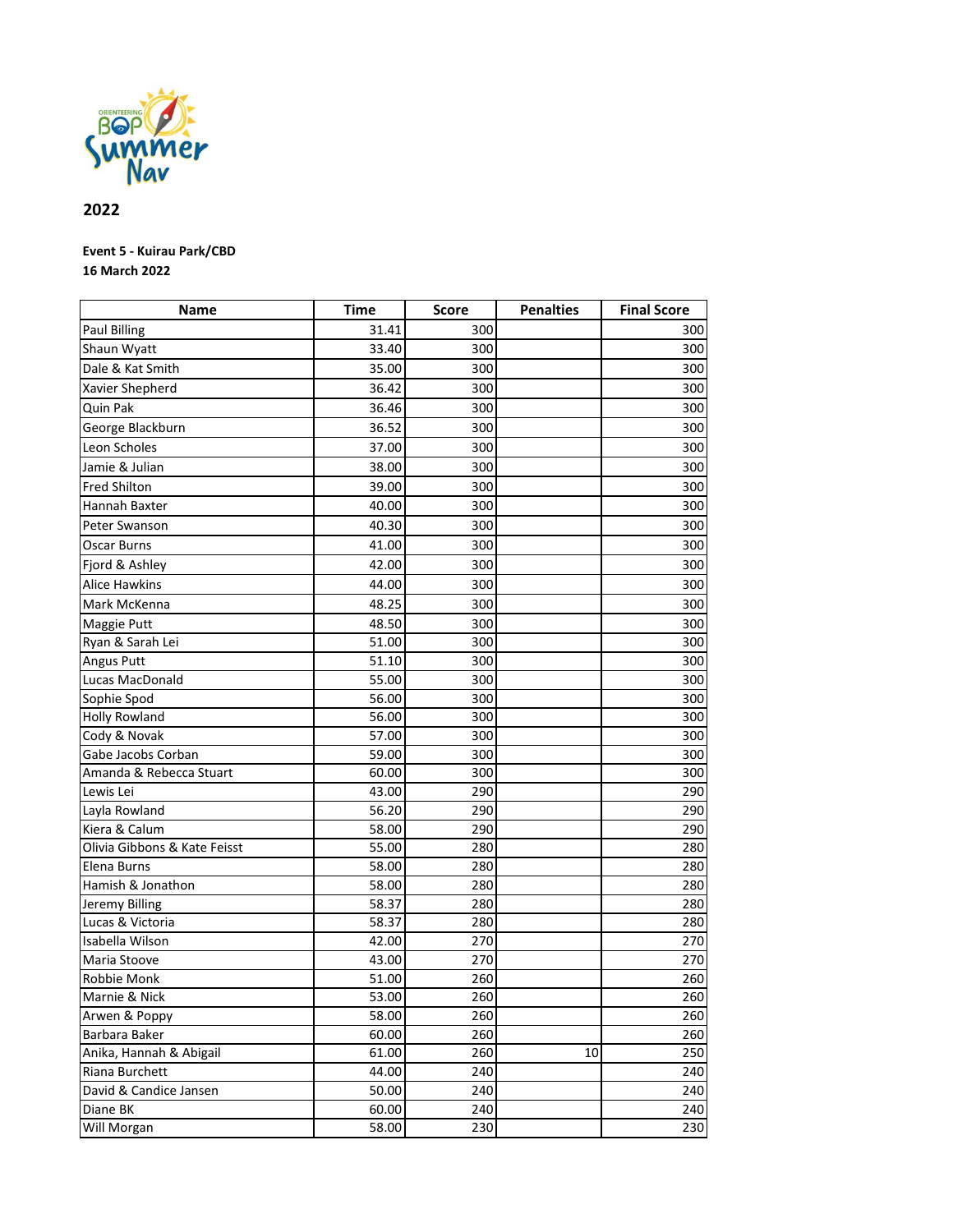**2022**

**Event 5 - Kuirau Park/CBD**
**16 March 2022**

| Name | Time | Score | Penalties | Final Score |
|---|---|---|---|---|
| Paul Billing | 31.41 | 300 | | 300 |
| Shaun Wyatt | 33.40 | 300 | | 300 |
| Dale & Kat Smith | 35.00 | 300 | | 300 |
| Xavier Shepherd | 36.42 | 300 | | 300 |
| Quin Pak | 36.46 | 300 | | 300 |
| George Blackburn | 36.52 | 300 | | 300 |
| Leon Scholes | 37.00 | 300 | | 300 |
| Jamie & Julian | 38.00 | 300 | | 300 |
| Fred Shilton | 39.00 | 300 | | 300 |
| Hannah Baxter | 40.00 | 300 | | 300 |
| Peter Swanson | 40.30 | 300 | | 300 |
| Oscar Burns | 41.00 | 300 | | 300 |
| Fjord & Ashley | 42.00 | 300 | | 300 |
| Alice Hawkins | 44.00 | 300 | | 300 |
| Mark McKenna | 48.25 | 300 | | 300 |
| Maggie Putt | 48.50 | 300 | | 300 |
| Ryan & Sarah Lei | 51.00 | 300 | | 300 |
| Angus Putt | 51.10 | 300 | | 300 |
| Lucas MacDonald | 55.00 | 300 | | 300 |
| Sophie Spod | 56.00 | 300 | | 300 |
| Holly Rowland | 56.00 | 300 | | 300 |
| Cody & Novak | 57.00 | 300 | | 300 |
| Gabe Jacobs Corban | 59.00 | 300 | | 300 |
| Amanda & Rebecca Stuart | 60.00 | 300 | | 300 |
| Lewis Lei | 43.00 | 290 | | 290 |
| Layla Rowland | 56.20 | 290 | | 290 |
| Kiera & Calum | 58.00 | 290 | | 290 |
| Olivia Gibbons & Kate Feisst | 55.00 | 280 | | 280 |
| Elena Burns | 58.00 | 280 | | 280 |
| Hamish & Jonathon | 58.00 | 280 | | 280 |
| Jeremy Billing | 58.37 | 280 | | 280 |
| Lucas & Victoria | 58.37 | 280 | | 280 |
| Isabella Wilson | 42.00 | 270 | | 270 |
| Maria Stoove | 43.00 | 270 | | 270 |
| Robbie Monk | 51.00 | 260 | | 260 |
| Marnie & Nick | 53.00 | 260 | | 260 |
| Arwen & Poppy | 58.00 | 260 | | 260 |
| Barbara Baker | 60.00 | 260 | | 260 |
| Anika, Hannah & Abigail | 61.00 | 260 | 10 | 250 |
| Riana Burchett | 44.00 | 240 | | 240 |
| David & Candice Jansen | 50.00 | 240 | | 240 |
| Diane BK | 60.00 | 240 | | 240 |
| Will Morgan | 58.00 | 230 | | 230 |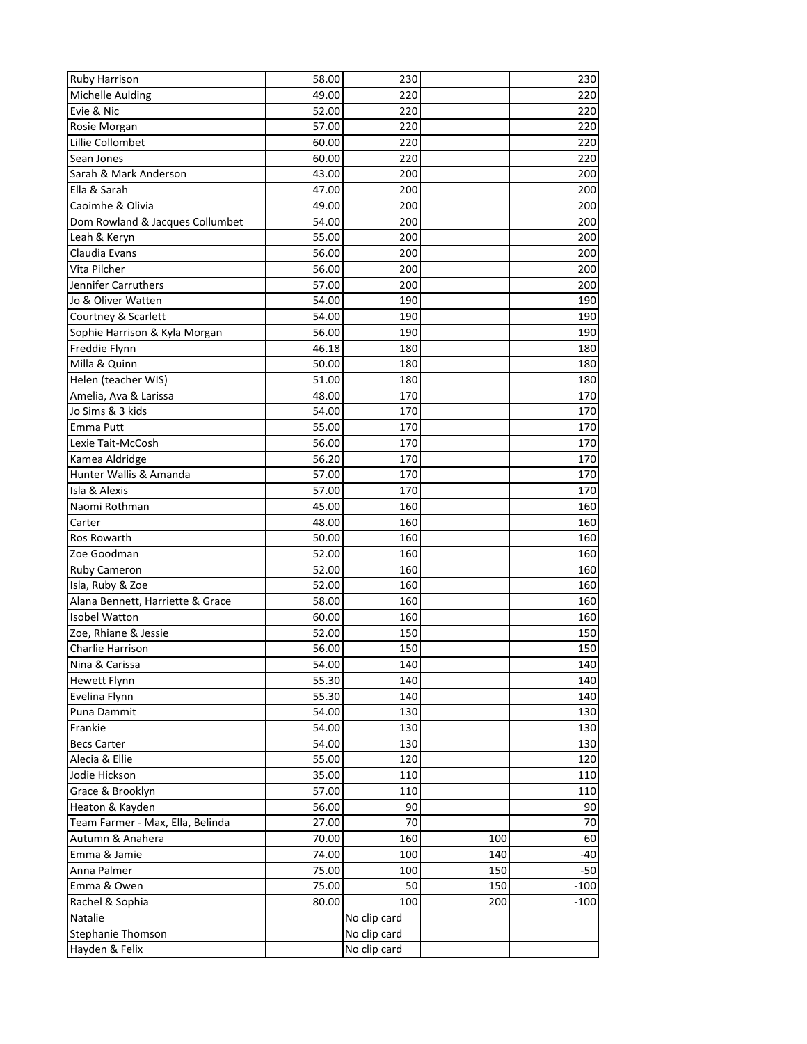| | | | | |
|---|---|---|---|---|
| Ruby Harrison | 58.00 | 230 | | 230 |
| Michelle Aulding | 49.00 | 220 | | 220 |
| Evie & Nic | 52.00 | 220 | | 220 |
| Rosie Morgan | 57.00 | 220 | | 220 |
| Lillie Collombet | 60.00 | 220 | | 220 |
| Sean Jones | 60.00 | 220 | | 220 |
| Sarah & Mark Anderson | 43.00 | 200 | | 200 |
| Ella & Sarah | 47.00 | 200 | | 200 |
| Caoimhe & Olivia | 49.00 | 200 | | 200 |
| Dom Rowland & Jacques Collumbet | 54.00 | 200 | | 200 |
| Leah & Keryn | 55.00 | 200 | | 200 |
| Claudia Evans | 56.00 | 200 | | 200 |
| Vita Pilcher | 56.00 | 200 | | 200 |
| Jennifer Carruthers | 57.00 | 200 | | 200 |
| Jo & Oliver Watten | 54.00 | 190 | | 190 |
| Courtney & Scarlett | 54.00 | 190 | | 190 |
| Sophie Harrison & Kyla Morgan | 56.00 | 190 | | 190 |
| Freddie Flynn | 46.18 | 180 | | 180 |
| Milla & Quinn | 50.00 | 180 | | 180 |
| Helen (teacher WIS) | 51.00 | 180 | | 180 |
| Amelia, Ava & Larissa | 48.00 | 170 | | 170 |
| Jo Sims & 3 kids | 54.00 | 170 | | 170 |
| Emma Putt | 55.00 | 170 | | 170 |
| Lexie Tait-McCosh | 56.00 | 170 | | 170 |
| Kamea Aldridge | 56.20 | 170 | | 170 |
| Hunter Wallis & Amanda | 57.00 | 170 | | 170 |
| Isla & Alexis | 57.00 | 170 | | 170 |
| Naomi Rothman | 45.00 | 160 | | 160 |
| Carter | 48.00 | 160 | | 160 |
| Ros Rowarth | 50.00 | 160 | | 160 |
| Zoe Goodman | 52.00 | 160 | | 160 |
| Ruby Cameron | 52.00 | 160 | | 160 |
| Isla, Ruby & Zoe | 52.00 | 160 | | 160 |
| Alana Bennett, Harriette & Grace | 58.00 | 160 | | 160 |
| Isobel Watton | 60.00 | 160 | | 160 |
| Zoe, Rhiane & Jessie | 52.00 | 150 | | 150 |
| Charlie Harrison | 56.00 | 150 | | 150 |
| Nina & Carissa | 54.00 | 140 | | 140 |
| Hewett Flynn | 55.30 | 140 | | 140 |
| Evelina Flynn | 55.30 | 140 | | 140 |
| Puna Dammit | 54.00 | 130 | | 130 |
| Frankie | 54.00 | 130 | | 130 |
| Becs Carter | 54.00 | 130 | | 130 |
| Alecia & Ellie | 55.00 | 120 | | 120 |
| Jodie Hickson | 35.00 | 110 | | 110 |
| Grace & Brooklyn | 57.00 | 110 | | 110 |
| Heaton & Kayden | 56.00 | 90 | | 90 |
| Team Farmer - Max, Ella, Belinda | 27.00 | 70 | | 70 |
| Autumn & Anahera | 70.00 | 160 | 100 | 60 |
| Emma & Jamie | 74.00 | 100 | 140 | -40 |
| Anna Palmer | 75.00 | 100 | 150 | -50 |
| Emma & Owen | 75.00 | 50 | 150 | -100 |
| Rachel & Sophia | 80.00 | 100 | 200 | -100 |
| Natalie | | No clip card | | |
| Stephanie Thomson | | No clip card | | |
| Hayden & Felix | | No clip card | | |